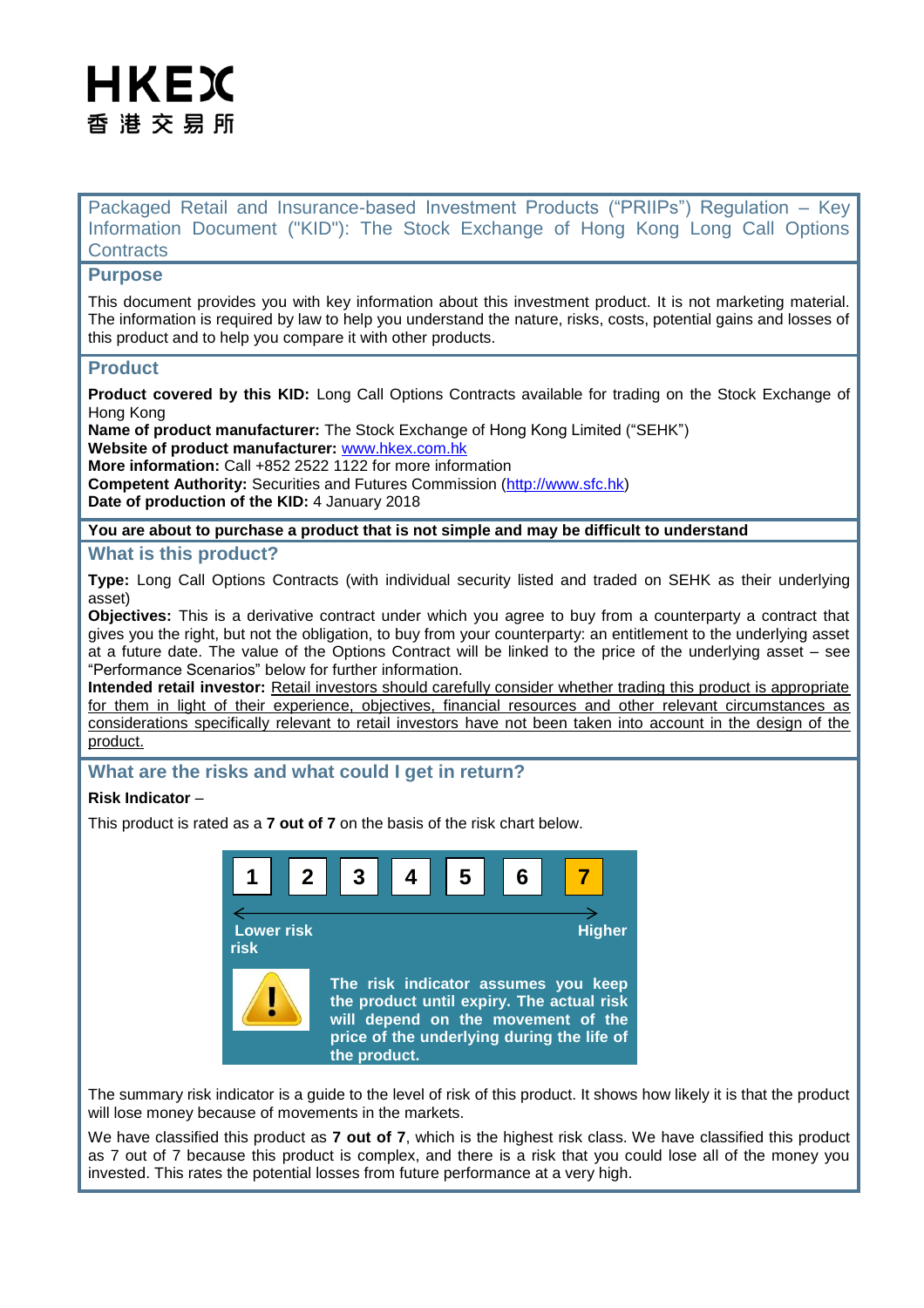HKEX
香港交易所

# Packaged Retail and Insurance-based Investment Products ("PRIIPs") Regulation – Key Information Document ("KID"): The Stock Exchange of Hong Kong Long Call Options Contracts

## Purpose

This document provides you with key information about this investment product. It is not marketing material. The information is required by law to help you understand the nature, risks, costs, potential gains and losses of this product and to help you compare it with other products.

## Product

**Product covered by this KID:** Long Call Options Contracts available for trading on the Stock Exchange of Hong Kong
**Name of product manufacturer:** The Stock Exchange of Hong Kong Limited ("SEHK")
**Website of product manufacturer:** www.hkex.com.hk
**More information:** Call +852 2522 1122 for more information
**Competent Authority:** Securities and Futures Commission (http://www.sfc.hk)
**Date of production of the KID:** 4 January 2018

**You are about to purchase a product that is not simple and may be difficult to understand**

## What is this product?

**Type:** Long Call Options Contracts (with individual security listed and traded on SEHK as their underlying asset)
**Objectives:** This is a derivative contract under which you agree to buy from a counterparty a contract that gives you the right, but not the obligation, to buy from your counterparty: an entitlement to the underlying asset at a future date. The value of the Options Contract will be linked to the price of the underlying asset – see "Performance Scenarios" below for further information.
**Intended retail investor:** Retail investors should carefully consider whether trading this product is appropriate for them in light of their experience, objectives, financial resources and other relevant circumstances as considerations specifically relevant to retail investors have not been taken into account in the design of the product.

## What are the risks and what could I get in return?

**Risk Indicator** –

This product is rated as a **7 out of 7** on the basis of the risk chart below.

| 1 | 2 | 3 | 4 | 5 | 6 | **7** |
|---|---|---|---|---|---|---|

Lower risk ← → Higher risk

**The risk indicator assumes you keep the product until expiry. The actual risk will depend on the movement of the price of the underlying during the life of the product.**

The summary risk indicator is a guide to the level of risk of this product. It shows how likely it is that the product will lose money because of movements in the markets.

We have classified this product as **7 out of 7**, which is the highest risk class. We have classified this product as 7 out of 7 because this product is complex, and there is a risk that you could lose all of the money you invested. This rates the potential losses from future performance at a very high.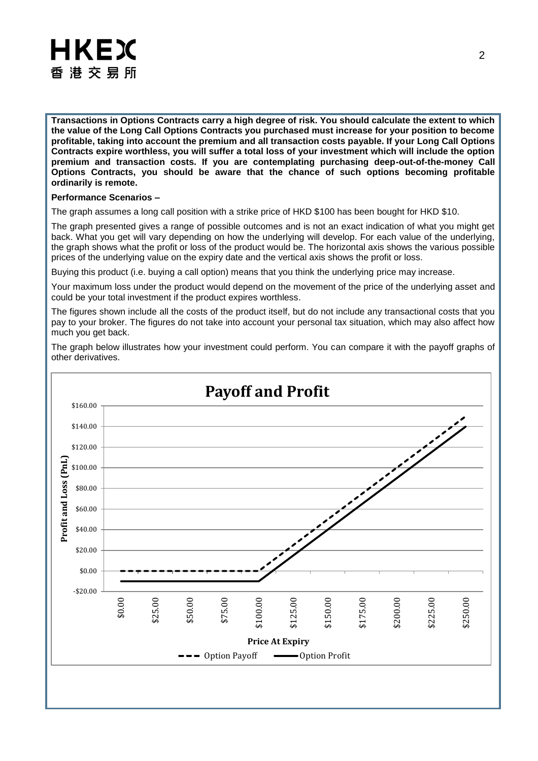**Transactions in Options Contracts carry a high degree of risk. You should calculate the extent to which the value of the Long Call Options Contracts you purchased must increase for your position to become profitable, taking into account the premium and all transaction costs payable. If your Long Call Options Contracts expire worthless, you will suffer a total loss of your investment which will include the option premium and transaction costs. If you are contemplating purchasing deep-out-of-the-money Call Options Contracts, you should be aware that the chance of such options becoming profitable ordinarily is remote.**

**Performance Scenarios –**

The graph assumes a long call position with a strike price of HKD $100 has been bought for HKD $10.

The graph presented gives a range of possible outcomes and is not an exact indication of what you might get back. What you get will vary depending on how the underlying will develop. For each value of the underlying, the graph shows what the profit or loss of the product would be. The horizontal axis shows the various possible prices of the underlying value on the expiry date and the vertical axis shows the profit or loss.

Buying this product (i.e. buying a call option) means that you think the underlying price may increase.

Your maximum loss under the product would depend on the movement of the price of the underlying asset and could be your total investment if the product expires worthless.

The figures shown include all the costs of the product itself, but do not include any transactional costs that you pay to your broker. The figures do not take into account your personal tax situation, which may also affect how much you get back.

The graph below illustrates how your investment could perform. You can compare it with the payoff graphs of other derivatives.

**Payoff and Profit**

| Price At Expiry | Option Payoff | Option Profit |
|---|---|---|
| \$0.00 | \$0.00 | -\$10.00 |
| \$25.00 | \$0.00 | -\$10.00 |
| \$50.00 | \$0.00 | -\$10.00 |
| \$75.00 | \$0.00 | -\$10.00 |
| \$100.00 | \$0.00 | -\$10.00 |
| \$125.00 | \$25.00 | \$15.00 |
| \$150.00 | \$50.00 | \$40.00 |
| \$175.00 | \$75.00 | \$65.00 |
| \$200.00 | \$100.00 | \$90.00 |
| \$225.00 | \$125.00 | \$115.00 |
| \$250.00 | \$150.00 | \$140.00 |

Vertical axis: Profit and Loss (PnL); Horizontal axis: Price At Expiry

Legend: Option Payoff (dashed line), Option Profit (solid line)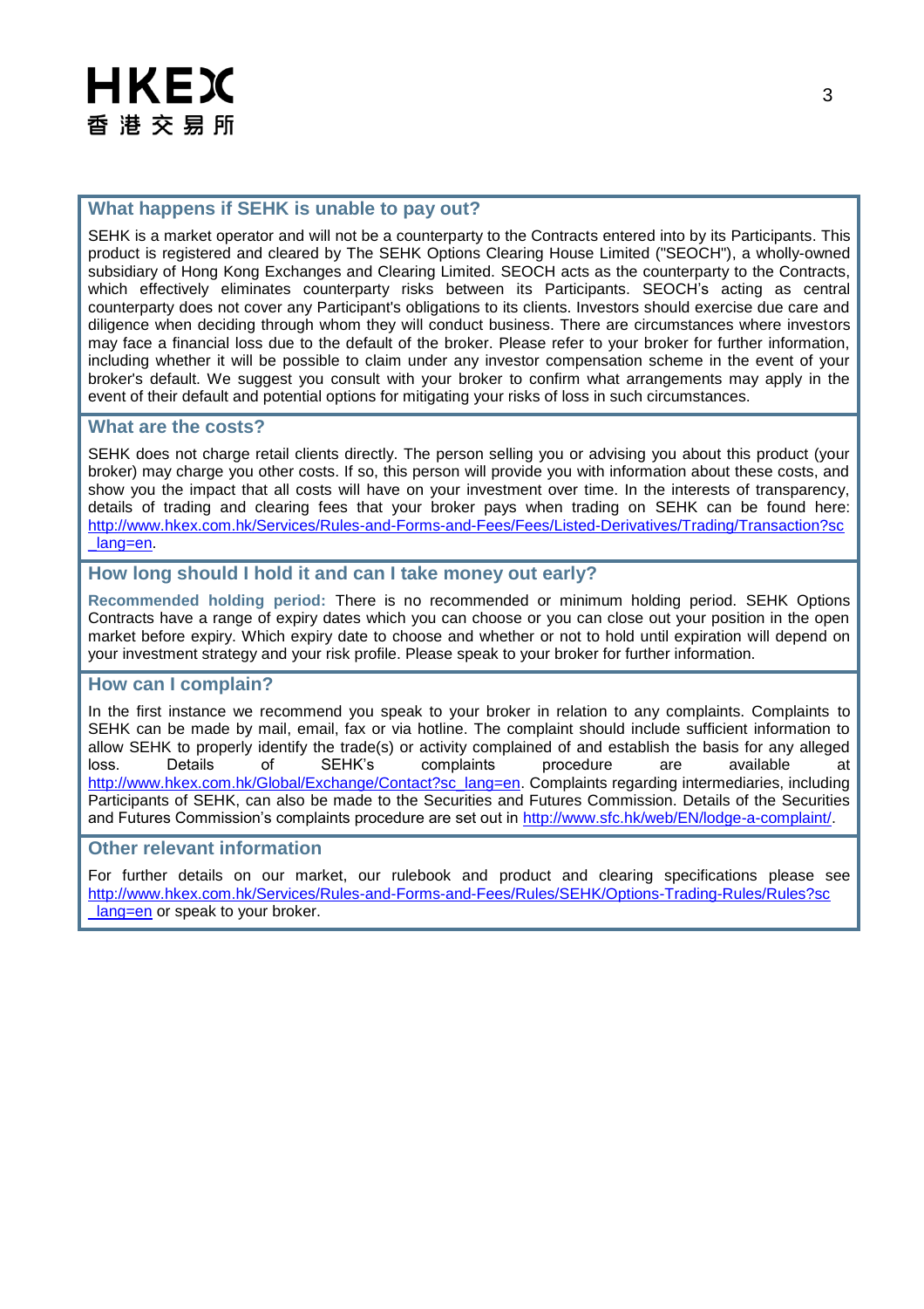## What happens if SEHK is unable to pay out?

SEHK is a market operator and will not be a counterparty to the Contracts entered into by its Participants. This product is registered and cleared by The SEHK Options Clearing House Limited ("SEOCH"), a wholly-owned subsidiary of Hong Kong Exchanges and Clearing Limited. SEOCH acts as the counterparty to the Contracts, which effectively eliminates counterparty risks between its Participants. SEOCH's acting as central counterparty does not cover any Participant's obligations to its clients. Investors should exercise due care and diligence when deciding through whom they will conduct business. There are circumstances where investors may face a financial loss due to the default of the broker. Please refer to your broker for further information, including whether it will be possible to claim under any investor compensation scheme in the event of your broker's default. We suggest you consult with your broker to confirm what arrangements may apply in the event of their default and potential options for mitigating your risks of loss in such circumstances.

## What are the costs?

SEHK does not charge retail clients directly. The person selling you or advising you about this product (your broker) may charge you other costs. If so, this person will provide you with information about these costs, and show you the impact that all costs will have on your investment over time. In the interests of transparency, details of trading and clearing fees that your broker pays when trading on SEHK can be found here: http://www.hkex.com.hk/Services/Rules-and-Forms-and-Fees/Fees/Listed-Derivatives/Trading/Transaction?sc_lang=en.

## How long should I hold it and can I take money out early?

**Recommended holding period:** There is no recommended or minimum holding period. SEHK Options Contracts have a range of expiry dates which you can choose or you can close out your position in the open market before expiry. Which expiry date to choose and whether or not to hold until expiration will depend on your investment strategy and your risk profile. Please speak to your broker for further information.

## How can I complain?

In the first instance we recommend you speak to your broker in relation to any complaints. Complaints to SEHK can be made by mail, email, fax or via hotline. The complaint should include sufficient information to allow SEHK to properly identify the trade(s) or activity complained of and establish the basis for any alleged loss. Details of SEHK's complaints procedure are available at http://www.hkex.com.hk/Global/Exchange/Contact?sc_lang=en. Complaints regarding intermediaries, including Participants of SEHK, can also be made to the Securities and Futures Commission. Details of the Securities and Futures Commission's complaints procedure are set out in http://www.sfc.hk/web/EN/lodge-a-complaint/.

## Other relevant information

For further details on our market, our rulebook and product and clearing specifications please see http://www.hkex.com.hk/Services/Rules-and-Forms-and-Fees/Rules/SEHK/Options-Trading-Rules/Rules?sc_lang=en or speak to your broker.